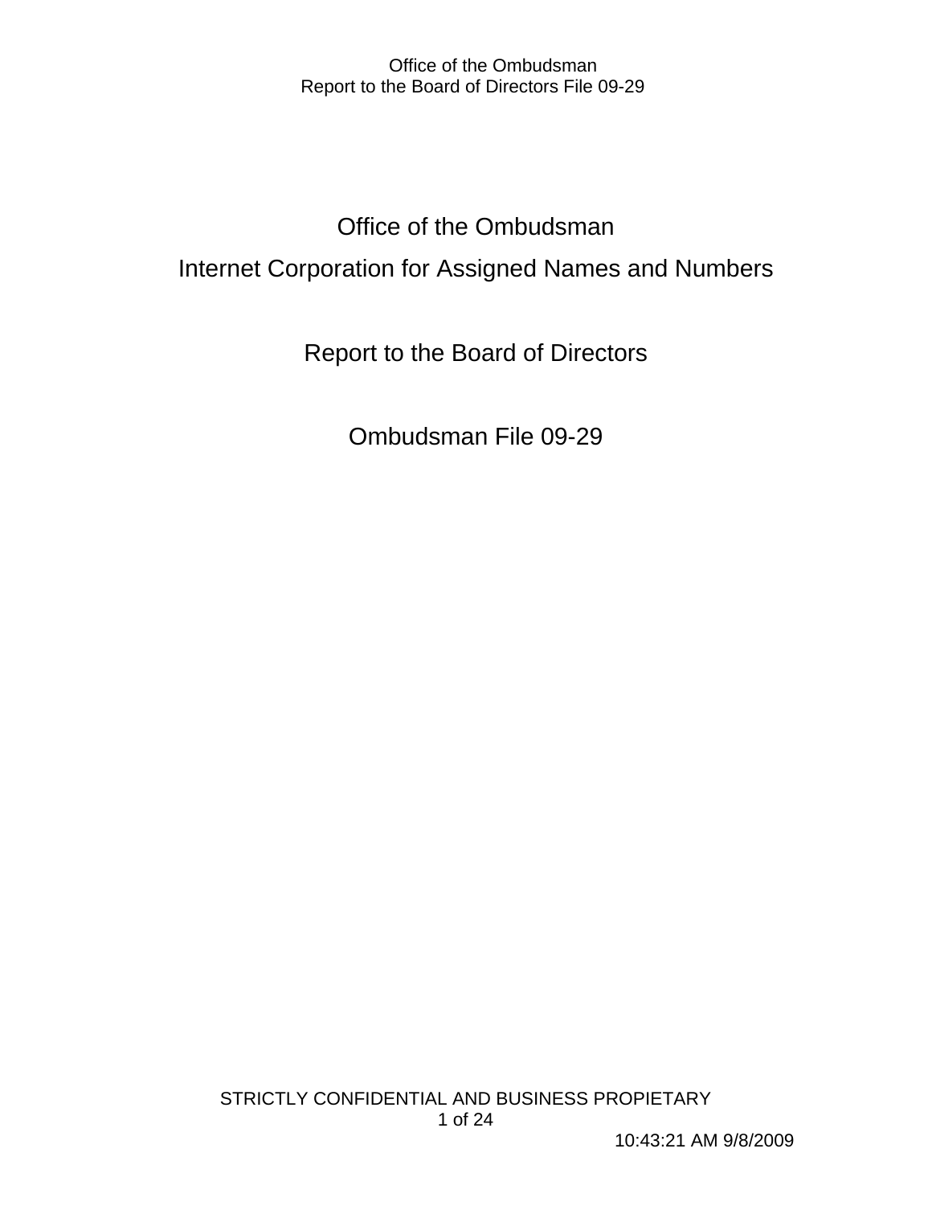# Office of the Ombudsman

# Internet Corporation for Assigned Names and Numbers

## Report to the Board of Directors

## Ombudsman File 09-29

STRICTLY CONFIDENTIAL AND BUSINESS PROPIETARY

10:43:21 AM 9/8/2009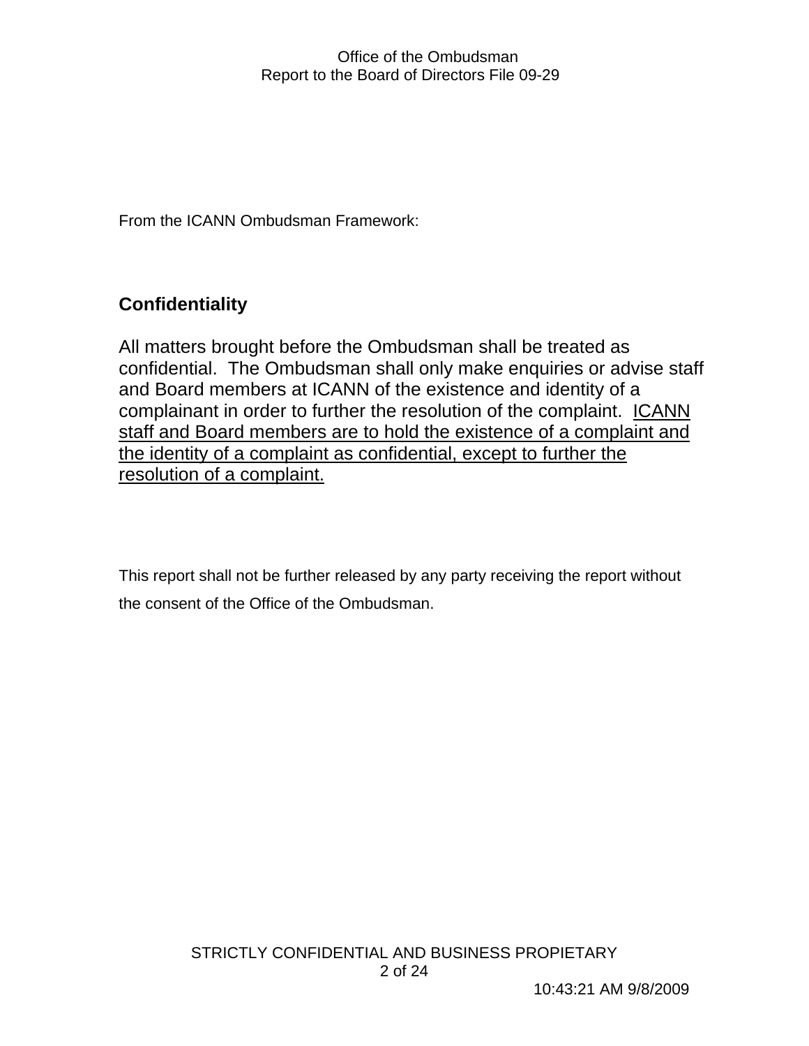From the ICANN Ombudsman Framework:

## Confidentiality

All matters brought before the Ombudsman shall be treated as confidential. The Ombudsman shall only make enquiries or advise staff and Board members at ICANN of the existence and identity of a complainant in order to further the resolution of the complaint. <u>ICANN staff and Board members are to hold the existence of a complaint and the identity of a complaint as confidential, except to further the resolution of a complaint.</u>

This report shall not be further released by any party receiving the report without the consent of the Office of the Ombudsman.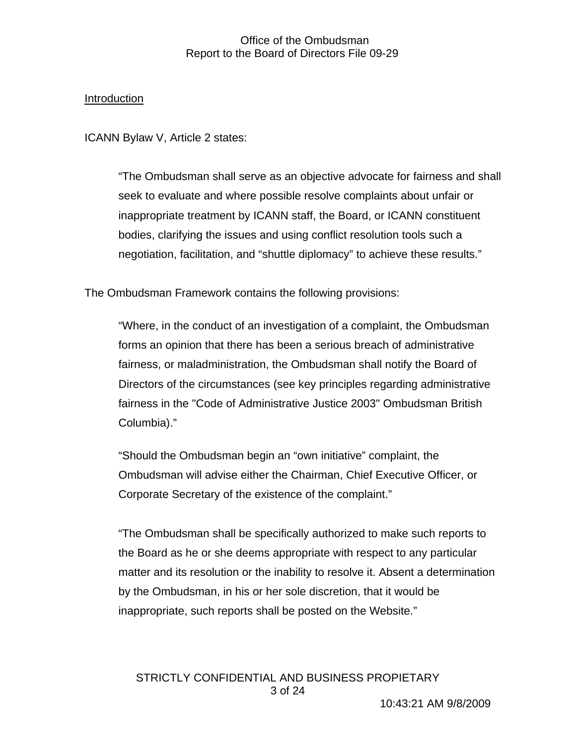Introduction

ICANN Bylaw V, Article 2 states:

> "The Ombudsman shall serve as an objective advocate for fairness and shall seek to evaluate and where possible resolve complaints about unfair or inappropriate treatment by ICANN staff, the Board, or ICANN constituent bodies, clarifying the issues and using conflict resolution tools such a negotiation, facilitation, and "shuttle diplomacy" to achieve these results."

The Ombudsman Framework contains the following provisions:

> "Where, in the conduct of an investigation of a complaint, the Ombudsman forms an opinion that there has been a serious breach of administrative fairness, or maladministration, the Ombudsman shall notify the Board of Directors of the circumstances (see key principles regarding administrative fairness in the "Code of Administrative Justice 2003" Ombudsman British Columbia)."

> "Should the Ombudsman begin an "own initiative" complaint, the Ombudsman will advise either the Chairman, Chief Executive Officer, or Corporate Secretary of the existence of the complaint."

> "The Ombudsman shall be specifically authorized to make such reports to the Board as he or she deems appropriate with respect to any particular matter and its resolution or the inability to resolve it. Absent a determination by the Ombudsman, in his or her sole discretion, that it would be inappropriate, such reports shall be posted on the Website."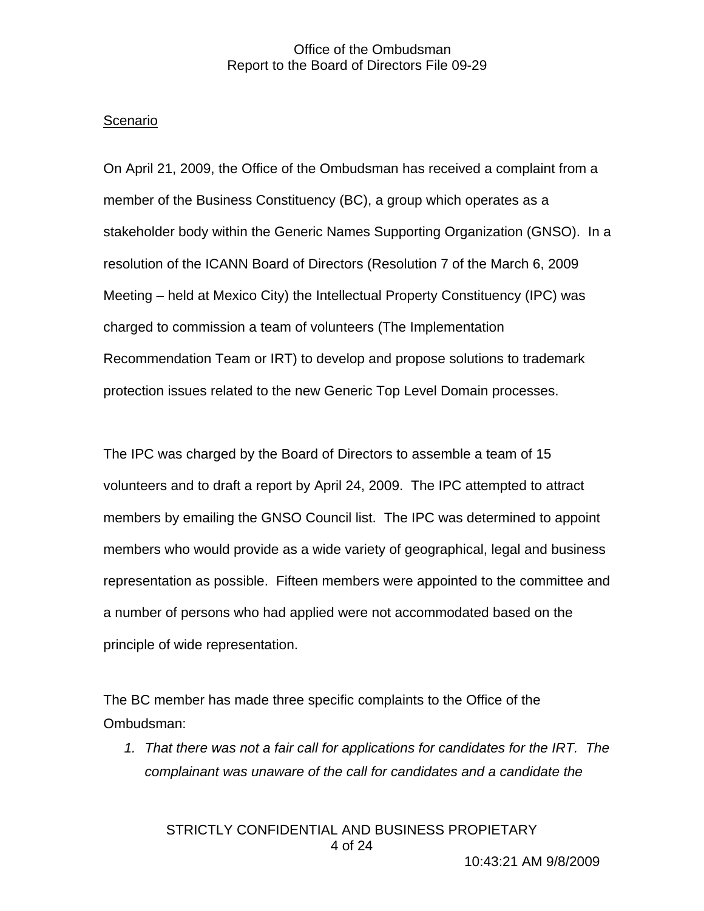Scenario

On April 21, 2009, the Office of the Ombudsman has received a complaint from a member of the Business Constituency (BC), a group which operates as a stakeholder body within the Generic Names Supporting Organization (GNSO). In a resolution of the ICANN Board of Directors (Resolution 7 of the March 6, 2009 Meeting – held at Mexico City) the Intellectual Property Constituency (IPC) was charged to commission a team of volunteers (The Implementation Recommendation Team or IRT) to develop and propose solutions to trademark protection issues related to the new Generic Top Level Domain processes.

The IPC was charged by the Board of Directors to assemble a team of 15 volunteers and to draft a report by April 24, 2009. The IPC attempted to attract members by emailing the GNSO Council list. The IPC was determined to appoint members who would provide as a wide variety of geographical, legal and business representation as possible. Fifteen members were appointed to the committee and a number of persons who had applied were not accommodated based on the principle of wide representation.

The BC member has made three specific complaints to the Office of the Ombudsman:

1. *That there was not a fair call for applications for candidates for the IRT. The complainant was unaware of the call for candidates and a candidate the*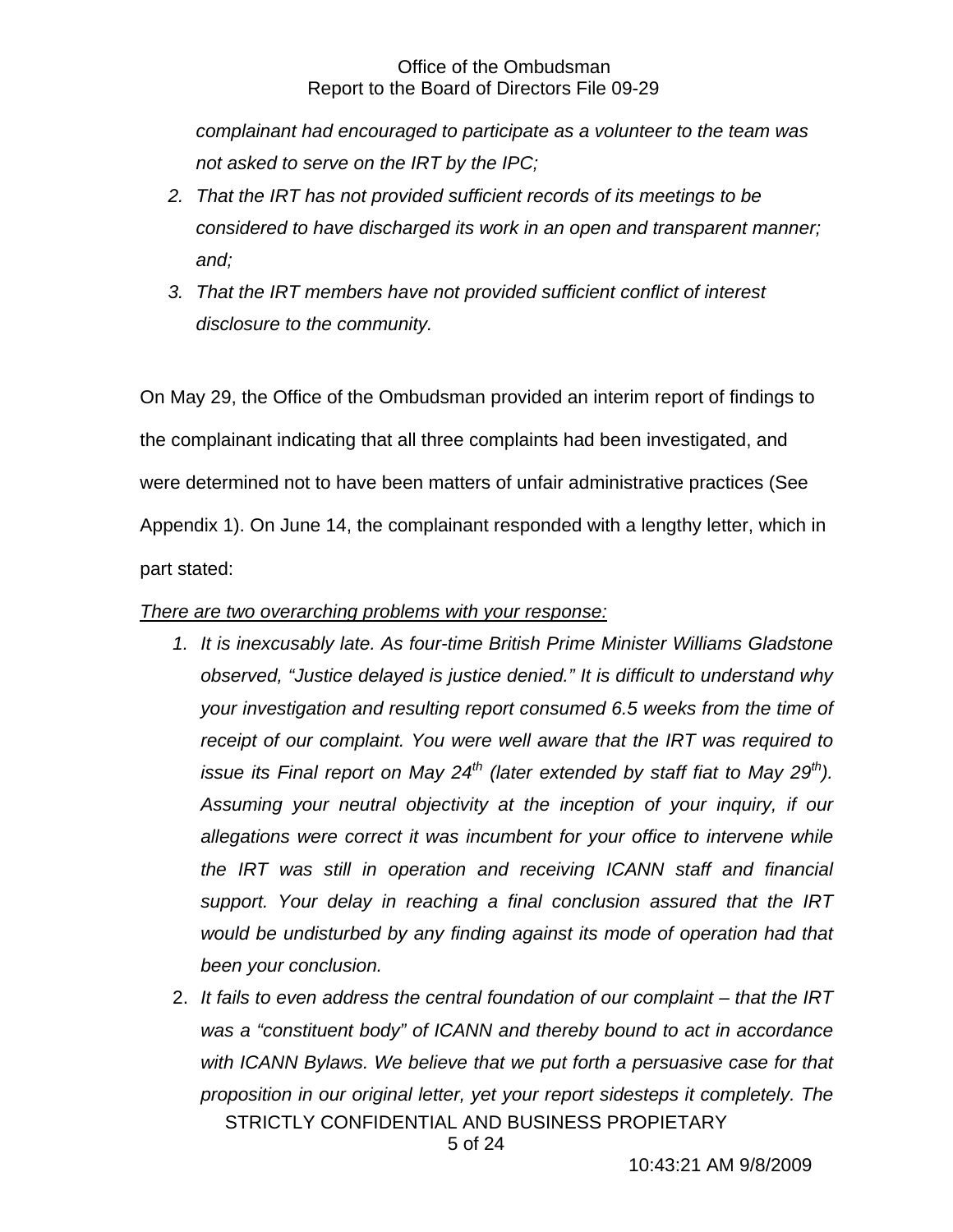*complainant had encouraged to participate as a volunteer to the team was not asked to serve on the IRT by the IPC;*

2. *That the IRT has not provided sufficient records of its meetings to be considered to have discharged its work in an open and transparent manner; and;*
3. *That the IRT members have not provided sufficient conflict of interest disclosure to the community.*

On May 29, the Office of the Ombudsman provided an interim report of findings to the complainant indicating that all three complaints had been investigated, and were determined not to have been matters of unfair administrative practices (See Appendix 1). On June 14, the complainant responded with a lengthy letter, which in part stated:

*<u>There are two overarching problems with your response:</u>*

1. *It is inexcusably late. As four-time British Prime Minister Williams Gladstone observed, "Justice delayed is justice denied." It is difficult to understand why your investigation and resulting report consumed 6.5 weeks from the time of receipt of our complaint. You were well aware that the IRT was required to issue its Final report on May 24th (later extended by staff fiat to May 29th). Assuming your neutral objectivity at the inception of your inquiry, if our allegations were correct it was incumbent for your office to intervene while the IRT was still in operation and receiving ICANN staff and financial support. Your delay in reaching a final conclusion assured that the IRT would be undisturbed by any finding against its mode of operation had that been your conclusion.*
2. *It fails to even address the central foundation of our complaint – that the IRT was a "constituent body" of ICANN and thereby bound to act in accordance with ICANN Bylaws. We believe that we put forth a persuasive case for that proposition in our original letter, yet your report sidesteps it completely. The*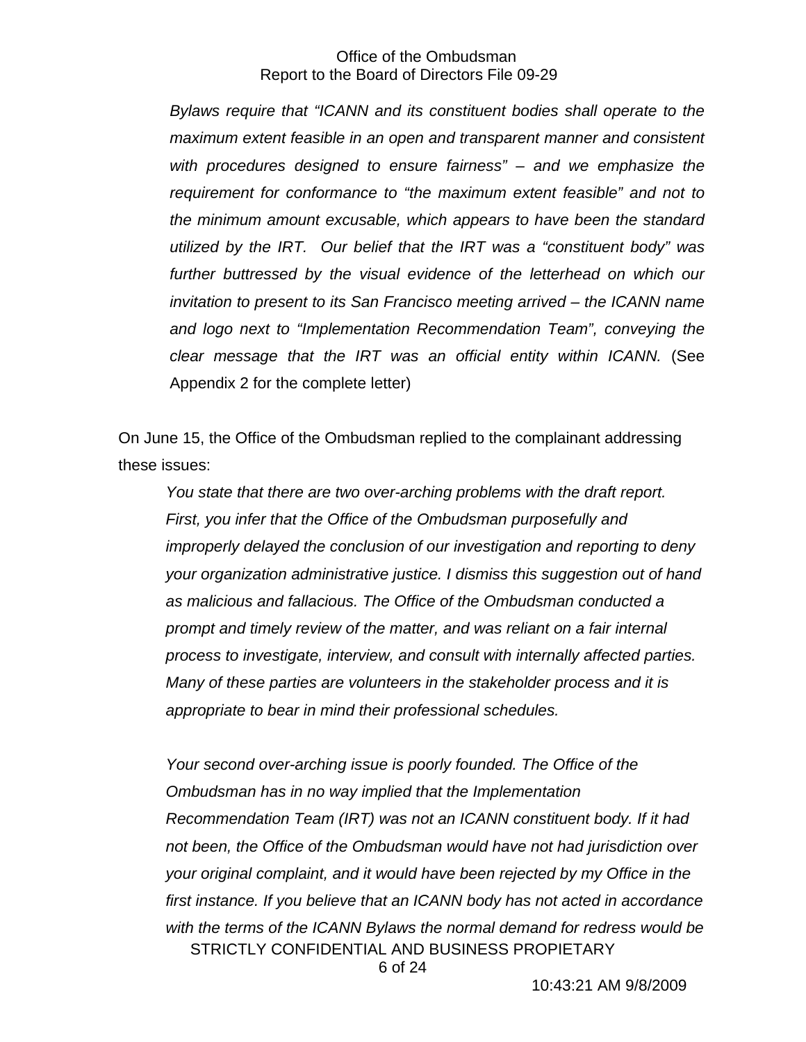> *Bylaws require that "ICANN and its constituent bodies shall operate to the maximum extent feasible in an open and transparent manner and consistent with procedures designed to ensure fairness" – and we emphasize the requirement for conformance to "the maximum extent feasible" and not to the minimum amount excusable, which appears to have been the standard utilized by the IRT. Our belief that the IRT was a "constituent body" was further buttressed by the visual evidence of the letterhead on which our invitation to present to its San Francisco meeting arrived – the ICANN name and logo next to "Implementation Recommendation Team", conveying the clear message that the IRT was an official entity within ICANN.* (See Appendix 2 for the complete letter)

On June 15, the Office of the Ombudsman replied to the complainant addressing these issues:

> *You state that there are two over-arching problems with the draft report. First, you infer that the Office of the Ombudsman purposefully and improperly delayed the conclusion of our investigation and reporting to deny your organization administrative justice. I dismiss this suggestion out of hand as malicious and fallacious. The Office of the Ombudsman conducted a prompt and timely review of the matter, and was reliant on a fair internal process to investigate, interview, and consult with internally affected parties. Many of these parties are volunteers in the stakeholder process and it is appropriate to bear in mind their professional schedules.*
>
> *Your second over-arching issue is poorly founded. The Office of the Ombudsman has in no way implied that the Implementation Recommendation Team (IRT) was not an ICANN constituent body. If it had not been, the Office of the Ombudsman would have not had jurisdiction over your original complaint, and it would have been rejected by my Office in the first instance. If you believe that an ICANN body has not acted in accordance with the terms of the ICANN Bylaws the normal demand for redress would be*

STRICTLY CONFIDENTIAL AND BUSINESS PROPIETARY

10:43:21 AM 9/8/2009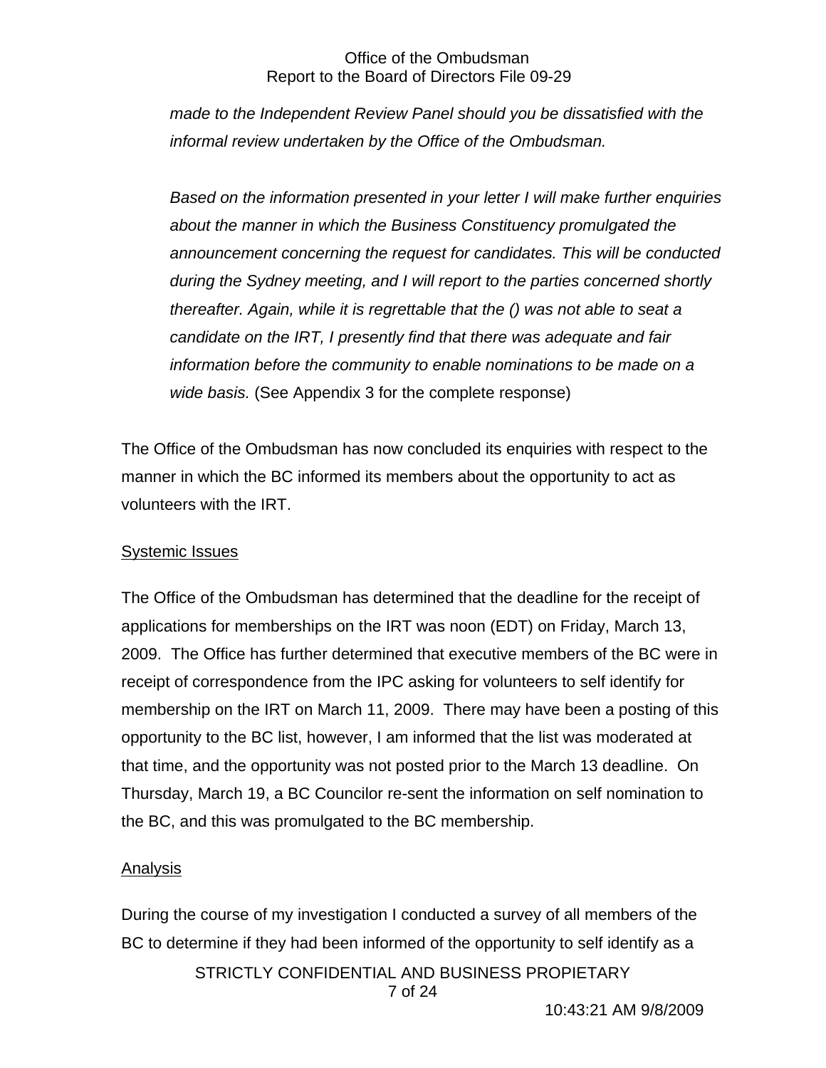*made to the Independent Review Panel should you be dissatisfied with the informal review undertaken by the Office of the Ombudsman.*

*Based on the information presented in your letter I will make further enquiries about the manner in which the Business Constituency promulgated the announcement concerning the request for candidates. This will be conducted during the Sydney meeting, and I will report to the parties concerned shortly thereafter. Again, while it is regrettable that the () was not able to seat a candidate on the IRT, I presently find that there was adequate and fair information before the community to enable nominations to be made on a wide basis.* (See Appendix 3 for the complete response)

The Office of the Ombudsman has now concluded its enquiries with respect to the manner in which the BC informed its members about the opportunity to act as volunteers with the IRT.

Systemic Issues

The Office of the Ombudsman has determined that the deadline for the receipt of applications for memberships on the IRT was noon (EDT) on Friday, March 13, 2009. The Office has further determined that executive members of the BC were in receipt of correspondence from the IPC asking for volunteers to self identify for membership on the IRT on March 11, 2009. There may have been a posting of this opportunity to the BC list, however, I am informed that the list was moderated at that time, and the opportunity was not posted prior to the March 13 deadline. On Thursday, March 19, a BC Councilor re-sent the information on self nomination to the BC, and this was promulgated to the BC membership.

Analysis

During the course of my investigation I conducted a survey of all members of the BC to determine if they had been informed of the opportunity to self identify as a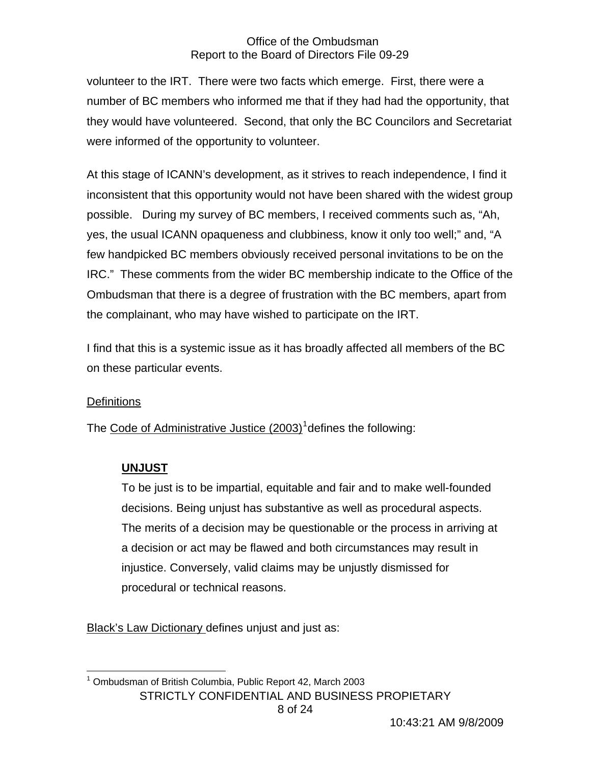volunteer to the IRT. There were two facts which emerge. First, there were a number of BC members who informed me that if they had had the opportunity, that they would have volunteered. Second, that only the BC Councilors and Secretariat were informed of the opportunity to volunteer.

At this stage of ICANN's development, as it strives to reach independence, I find it inconsistent that this opportunity would not have been shared with the widest group possible. During my survey of BC members, I received comments such as, "Ah, yes, the usual ICANN opaqueness and clubbiness, know it only too well;" and, "A few handpicked BC members obviously received personal invitations to be on the IRC." These comments from the wider BC membership indicate to the Office of the Ombudsman that there is a degree of frustration with the BC members, apart from the complainant, who may have wished to participate on the IRT.

I find that this is a systemic issue as it has broadly affected all members of the BC on these particular events.

Definitions

The Code of Administrative Justice (2003)[1] defines the following:

> **UNJUST**
>
> To be just is to be impartial, equitable and fair and to make well-founded decisions. Being unjust has substantive as well as procedural aspects. The merits of a decision may be questionable or the process in arriving at a decision or act may be flawed and both circumstances may result in injustice. Conversely, valid claims may be unjustly dismissed for procedural or technical reasons.

Black's Law Dictionary defines unjust and just as:

[1] Ombudsman of British Columbia, Public Report 42, March 2003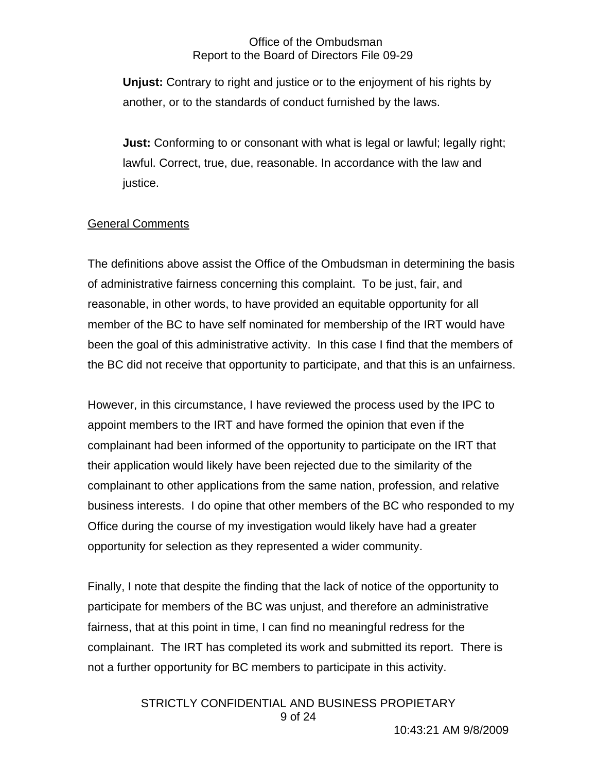**Unjust:** Contrary to right and justice or to the enjoyment of his rights by another, or to the standards of conduct furnished by the laws.

**Just:** Conforming to or consonant with what is legal or lawful; legally right; lawful. Correct, true, due, reasonable. In accordance with the law and justice.

<u>General Comments</u>

The definitions above assist the Office of the Ombudsman in determining the basis of administrative fairness concerning this complaint. To be just, fair, and reasonable, in other words, to have provided an equitable opportunity for all member of the BC to have self nominated for membership of the IRT would have been the goal of this administrative activity. In this case I find that the members of the BC did not receive that opportunity to participate, and that this is an unfairness.

However, in this circumstance, I have reviewed the process used by the IPC to appoint members to the IRT and have formed the opinion that even if the complainant had been informed of the opportunity to participate on the IRT that their application would likely have been rejected due to the similarity of the complainant to other applications from the same nation, profession, and relative business interests. I do opine that other members of the BC who responded to my Office during the course of my investigation would likely have had a greater opportunity for selection as they represented a wider community.

Finally, I note that despite the finding that the lack of notice of the opportunity to participate for members of the BC was unjust, and therefore an administrative fairness, that at this point in time, I can find no meaningful redress for the complainant. The IRT has completed its work and submitted its report. There is not a further opportunity for BC members to participate in this activity.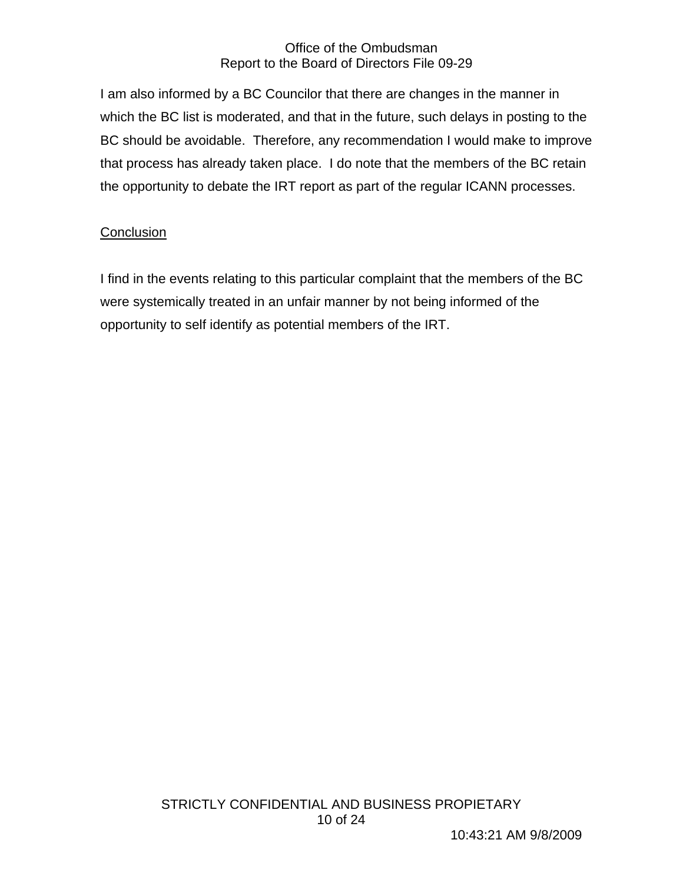I am also informed by a BC Councilor that there are changes in the manner in which the BC list is moderated, and that in the future, such delays in posting to the BC should be avoidable. Therefore, any recommendation I would make to improve that process has already taken place. I do note that the members of the BC retain the opportunity to debate the IRT report as part of the regular ICANN processes.

## Conclusion

I find in the events relating to this particular complaint that the members of the BC were systemically treated in an unfair manner by not being informed of the opportunity to self identify as potential members of the IRT.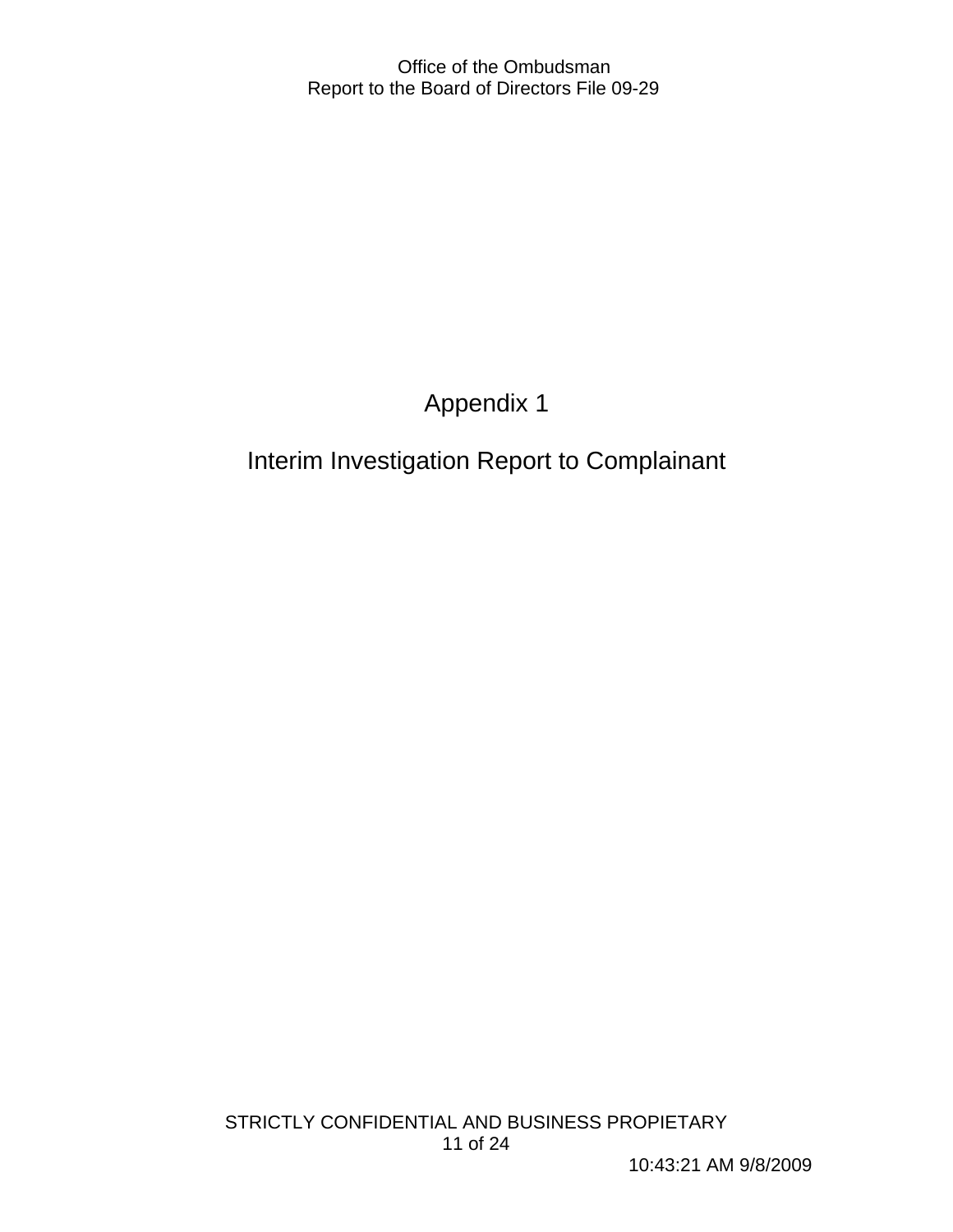# Appendix 1

# Interim Investigation Report to Complainant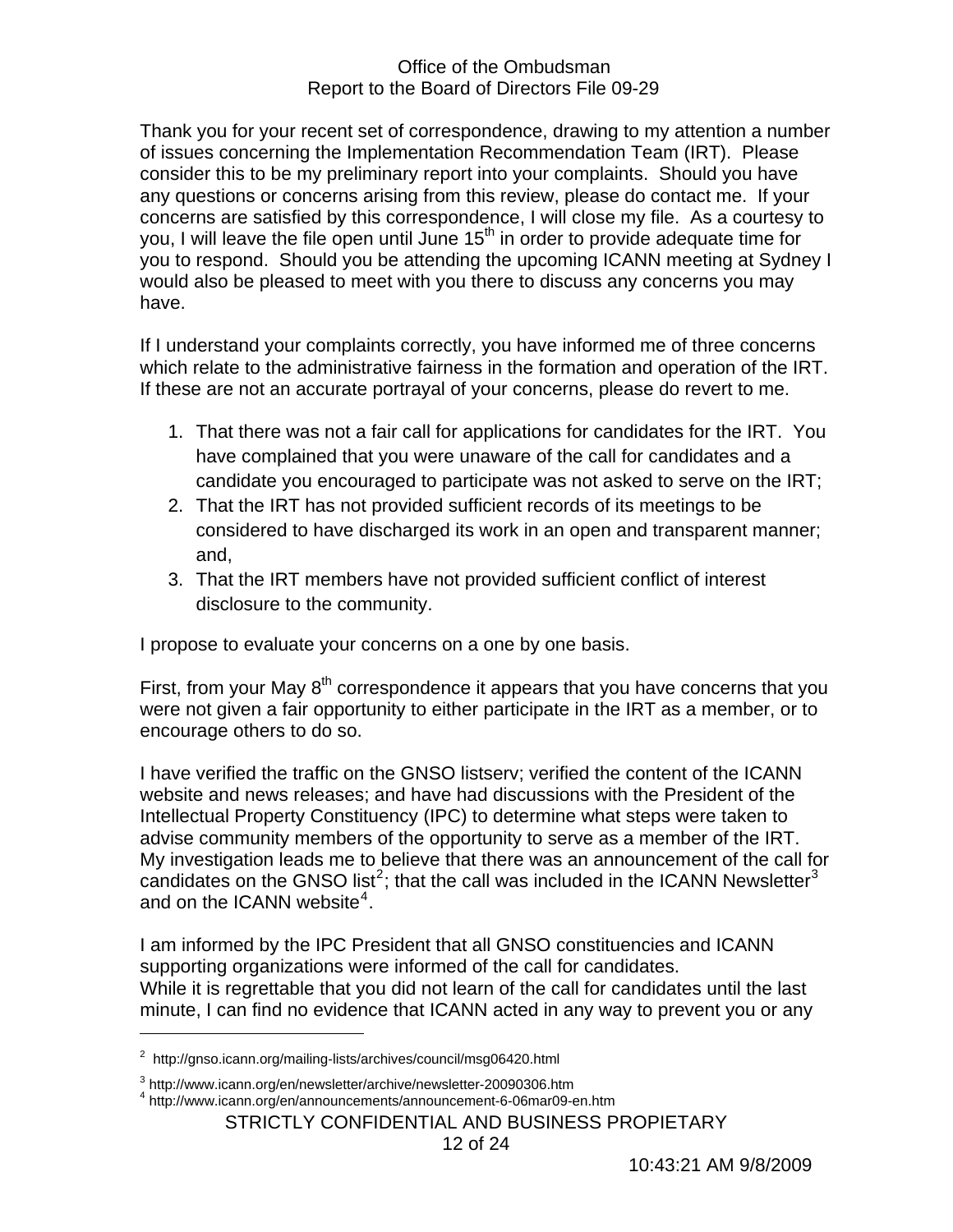Office of the Ombudsman
Report to the Board of Directors File 09-29

Thank you for your recent set of correspondence, drawing to my attention a number of issues concerning the Implementation Recommendation Team (IRT). Please consider this to be my preliminary report into your complaints. Should you have any questions or concerns arising from this review, please do contact me. If your concerns are satisfied by this correspondence, I will close my file. As a courtesy to you, I will leave the file open until June 15th in order to provide adequate time for you to respond. Should you be attending the upcoming ICANN meeting at Sydney I would also be pleased to meet with you there to discuss any concerns you may have.

If I understand your complaints correctly, you have informed me of three concerns which relate to the administrative fairness in the formation and operation of the IRT. If these are not an accurate portrayal of your concerns, please do revert to me.

1. That there was not a fair call for applications for candidates for the IRT. You have complained that you were unaware of the call for candidates and a candidate you encouraged to participate was not asked to serve on the IRT;
2. That the IRT has not provided sufficient records of its meetings to be considered to have discharged its work in an open and transparent manner; and,
3. That the IRT members have not provided sufficient conflict of interest disclosure to the community.

I propose to evaluate your concerns on a one by one basis.

First, from your May 8th correspondence it appears that you have concerns that you were not given a fair opportunity to either participate in the IRT as a member, or to encourage others to do so.

I have verified the traffic on the GNSO listserv; verified the content of the ICANN website and news releases; and have had discussions with the President of the Intellectual Property Constituency (IPC) to determine what steps were taken to advise community members of the opportunity to serve as a member of the IRT. My investigation leads me to believe that there was an announcement of the call for candidates on the GNSO list[2]; that the call was included in the ICANN Newsletter[3] and on the ICANN website[4].

I am informed by the IPC President that all GNSO constituencies and ICANN supporting organizations were informed of the call for candidates.
While it is regrettable that you did not learn of the call for candidates until the last minute, I can find no evidence that ICANN acted in any way to prevent you or any

---

[2] http://gnso.icann.org/mailing-lists/archives/council/msg06420.html

[3] http://www.icann.org/en/newsletter/archive/newsletter-20090306.htm

[4] http://www.icann.org/en/announcements/announcement-6-06mar09-en.htm

STRICTLY CONFIDENTIAL AND BUSINESS PROPIETARY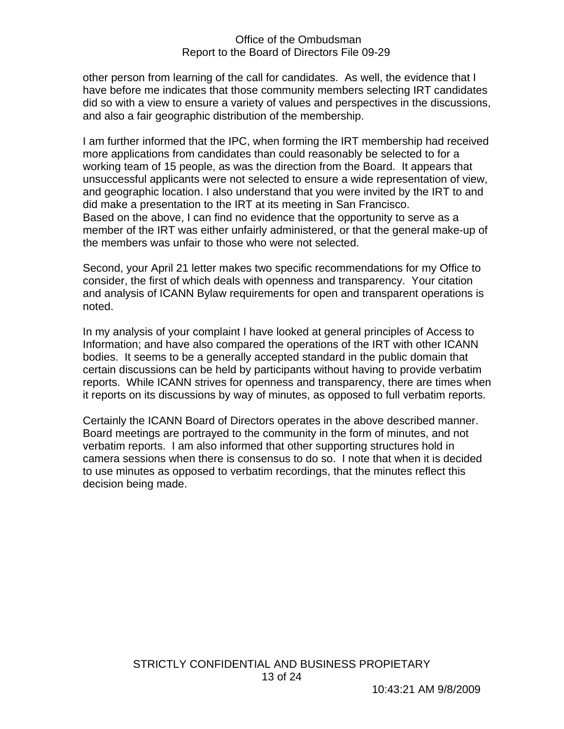other person from learning of the call for candidates. As well, the evidence that I have before me indicates that those community members selecting IRT candidates did so with a view to ensure a variety of values and perspectives in the discussions, and also a fair geographic distribution of the membership.

I am further informed that the IPC, when forming the IRT membership had received more applications from candidates than could reasonably be selected to for a working team of 15 people, as was the direction from the Board. It appears that unsuccessful applicants were not selected to ensure a wide representation of view, and geographic location. I also understand that you were invited by the IRT to and did make a presentation to the IRT at its meeting in San Francisco.
Based on the above, I can find no evidence that the opportunity to serve as a member of the IRT was either unfairly administered, or that the general make-up of the members was unfair to those who were not selected.

Second, your April 21 letter makes two specific recommendations for my Office to consider, the first of which deals with openness and transparency. Your citation and analysis of ICANN Bylaw requirements for open and transparent operations is noted.

In my analysis of your complaint I have looked at general principles of Access to Information; and have also compared the operations of the IRT with other ICANN bodies. It seems to be a generally accepted standard in the public domain that certain discussions can be held by participants without having to provide verbatim reports. While ICANN strives for openness and transparency, there are times when it reports on its discussions by way of minutes, as opposed to full verbatim reports.

Certainly the ICANN Board of Directors operates in the above described manner. Board meetings are portrayed to the community in the form of minutes, and not verbatim reports. I am also informed that other supporting structures hold in camera sessions when there is consensus to do so. I note that when it is decided to use minutes as opposed to verbatim recordings, that the minutes reflect this decision being made.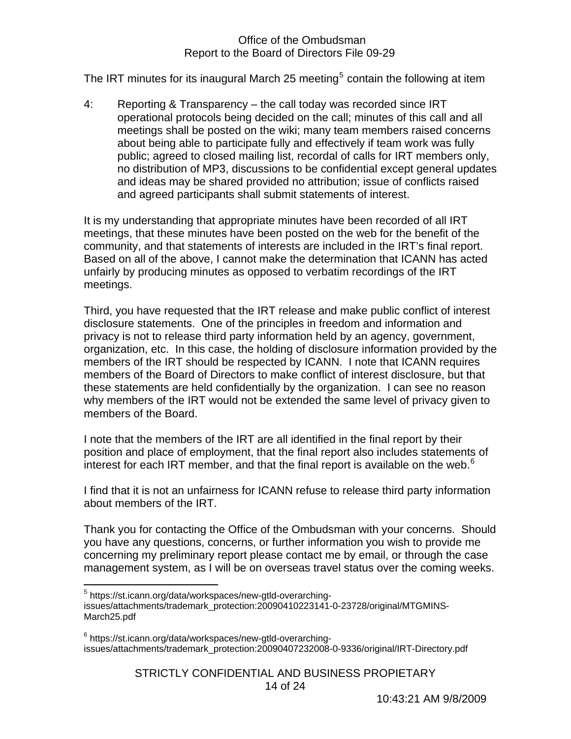The IRT minutes for its inaugural March 25 meeting[5] contain the following at item

4: Reporting & Transparency – the call today was recorded since IRT operational protocols being decided on the call; minutes of this call and all meetings shall be posted on the wiki; many team members raised concerns about being able to participate fully and effectively if team work was fully public; agreed to closed mailing list, recordal of calls for IRT members only, no distribution of MP3, discussions to be confidential except general updates and ideas may be shared provided no attribution; issue of conflicts raised and agreed participants shall submit statements of interest.

It is my understanding that appropriate minutes have been recorded of all IRT meetings, that these minutes have been posted on the web for the benefit of the community, and that statements of interests are included in the IRT's final report. Based on all of the above, I cannot make the determination that ICANN has acted unfairly by producing minutes as opposed to verbatim recordings of the IRT meetings.

Third, you have requested that the IRT release and make public conflict of interest disclosure statements. One of the principles in freedom and information and privacy is not to release third party information held by an agency, government, organization, etc. In this case, the holding of disclosure information provided by the members of the IRT should be respected by ICANN. I note that ICANN requires members of the Board of Directors to make conflict of interest disclosure, but that these statements are held confidentially by the organization. I can see no reason why members of the IRT would not be extended the same level of privacy given to members of the Board.

I note that the members of the IRT are all identified in the final report by their position and place of employment, that the final report also includes statements of interest for each IRT member, and that the final report is available on the web.[6]

I find that it is not an unfairness for ICANN refuse to release third party information about members of the IRT.

Thank you for contacting the Office of the Ombudsman with your concerns. Should you have any questions, concerns, or further information you wish to provide me concerning my preliminary report please contact me by email, or through the case management system, as I will be on overseas travel status over the coming weeks.

---

[5] https://st.icann.org/data/workspaces/new-gtld-overarching-issues/attachments/trademark_protection:20090410223141-0-23728/original/MTGMINS-March25.pdf

[6] https://st.icann.org/data/workspaces/new-gtld-overarching-issues/attachments/trademark_protection:20090407232008-0-9336/original/IRT-Directory.pdf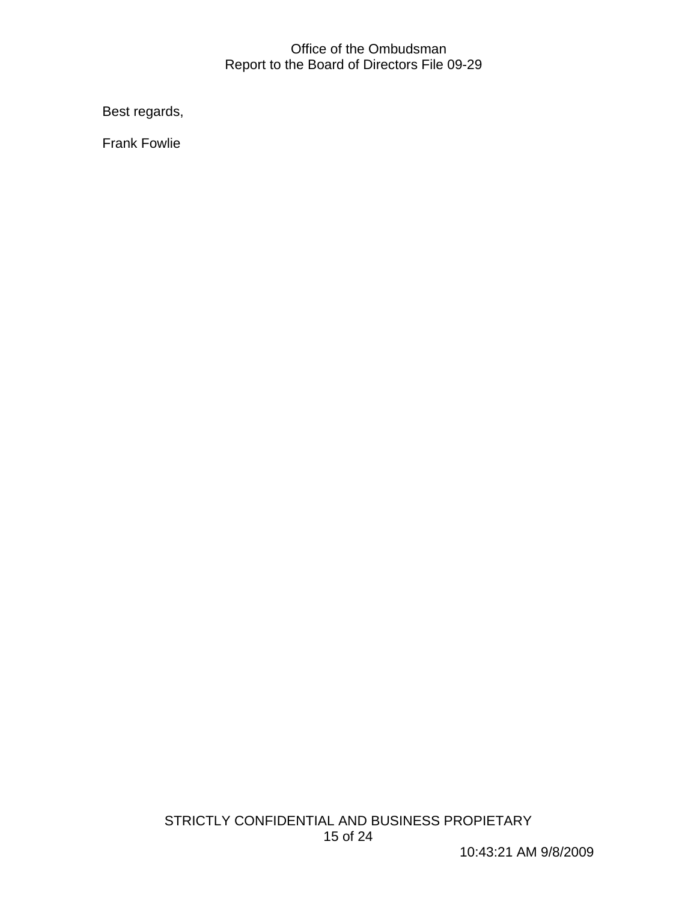Best regards,

Frank Fowlie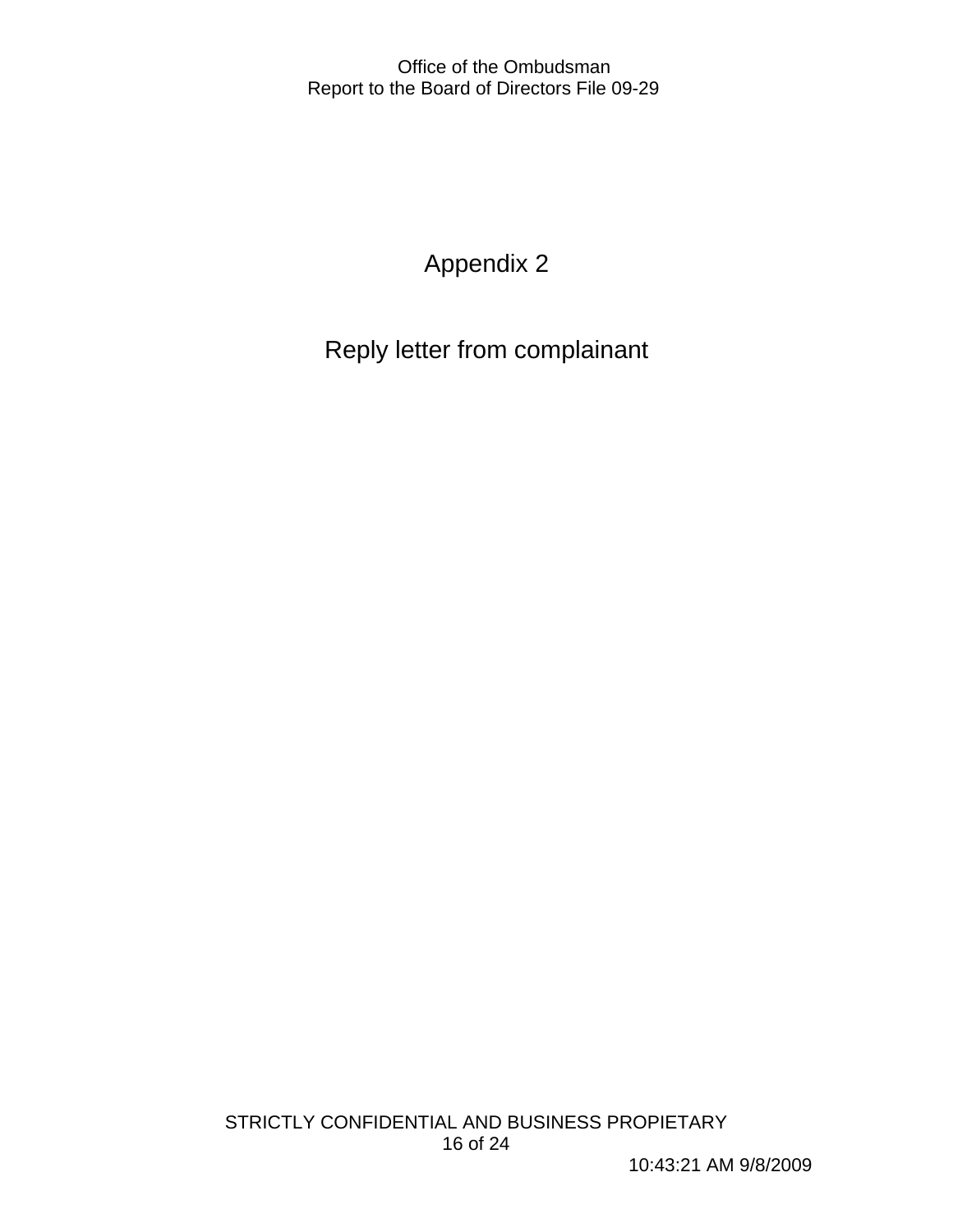# Appendix 2

## Reply letter from complainant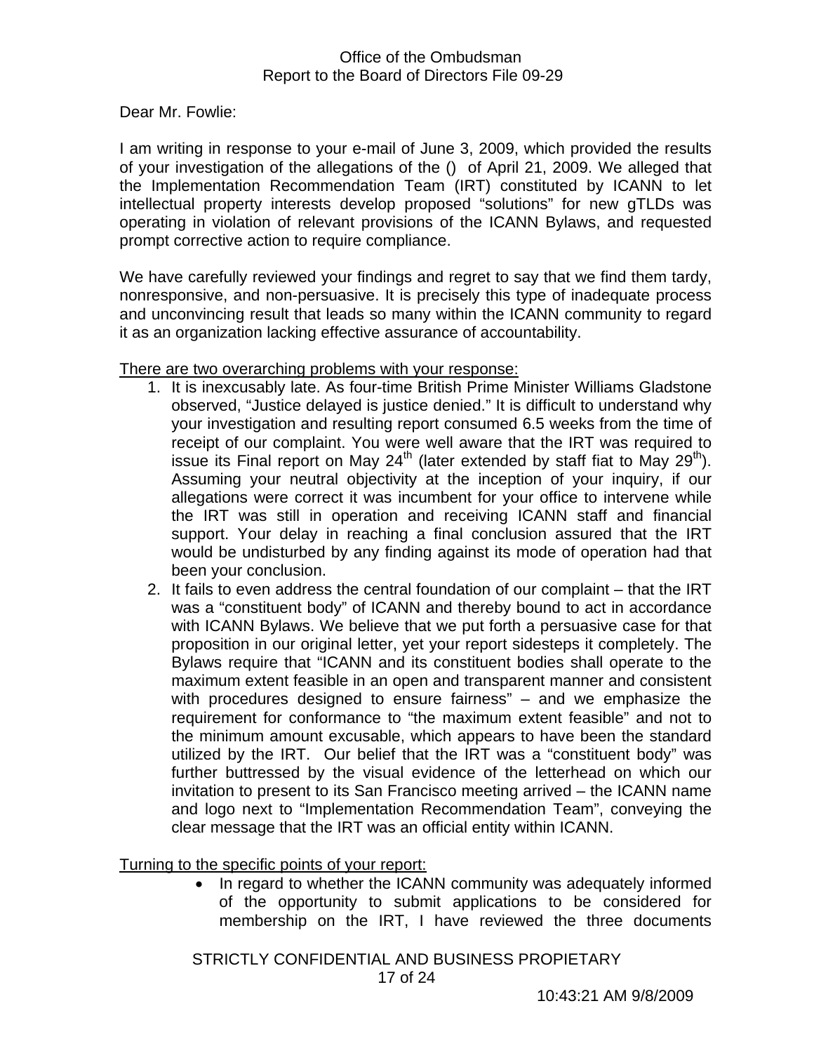Office of the Ombudsman
Report to the Board of Directors File 09-29

Dear Mr. Fowlie:

I am writing in response to your e-mail of June 3, 2009, which provided the results of your investigation of the allegations of the () of April 21, 2009. We alleged that the Implementation Recommendation Team (IRT) constituted by ICANN to let intellectual property interests develop proposed "solutions" for new gTLDs was operating in violation of relevant provisions of the ICANN Bylaws, and requested prompt corrective action to require compliance.

We have carefully reviewed your findings and regret to say that we find them tardy, nonresponsive, and non-persuasive. It is precisely this type of inadequate process and unconvincing result that leads so many within the ICANN community to regard it as an organization lacking effective assurance of accountability.

<u>There are two overarching problems with your response:</u>

1. It is inexcusably late. As four-time British Prime Minister Williams Gladstone observed, "Justice delayed is justice denied." It is difficult to understand why your investigation and resulting report consumed 6.5 weeks from the time of receipt of our complaint. You were well aware that the IRT was required to issue its Final report on May 24th (later extended by staff fiat to May 29th). Assuming your neutral objectivity at the inception of your inquiry, if our allegations were correct it was incumbent for your office to intervene while the IRT was still in operation and receiving ICANN staff and financial support. Your delay in reaching a final conclusion assured that the IRT would be undisturbed by any finding against its mode of operation had that been your conclusion.
2. It fails to even address the central foundation of our complaint – that the IRT was a "constituent body" of ICANN and thereby bound to act in accordance with ICANN Bylaws. We believe that we put forth a persuasive case for that proposition in our original letter, yet your report sidesteps it completely. The Bylaws require that "ICANN and its constituent bodies shall operate to the maximum extent feasible in an open and transparent manner and consistent with procedures designed to ensure fairness" – and we emphasize the requirement for conformance to "the maximum extent feasible" and not to the minimum amount excusable, which appears to have been the standard utilized by the IRT. Our belief that the IRT was a "constituent body" was further buttressed by the visual evidence of the letterhead on which our invitation to present to its San Francisco meeting arrived – the ICANN name and logo next to "Implementation Recommendation Team", conveying the clear message that the IRT was an official entity within ICANN.

<u>Turning to the specific points of your report:</u>

- In regard to whether the ICANN community was adequately informed of the opportunity to submit applications to be considered for membership on the IRT, I have reviewed the three documents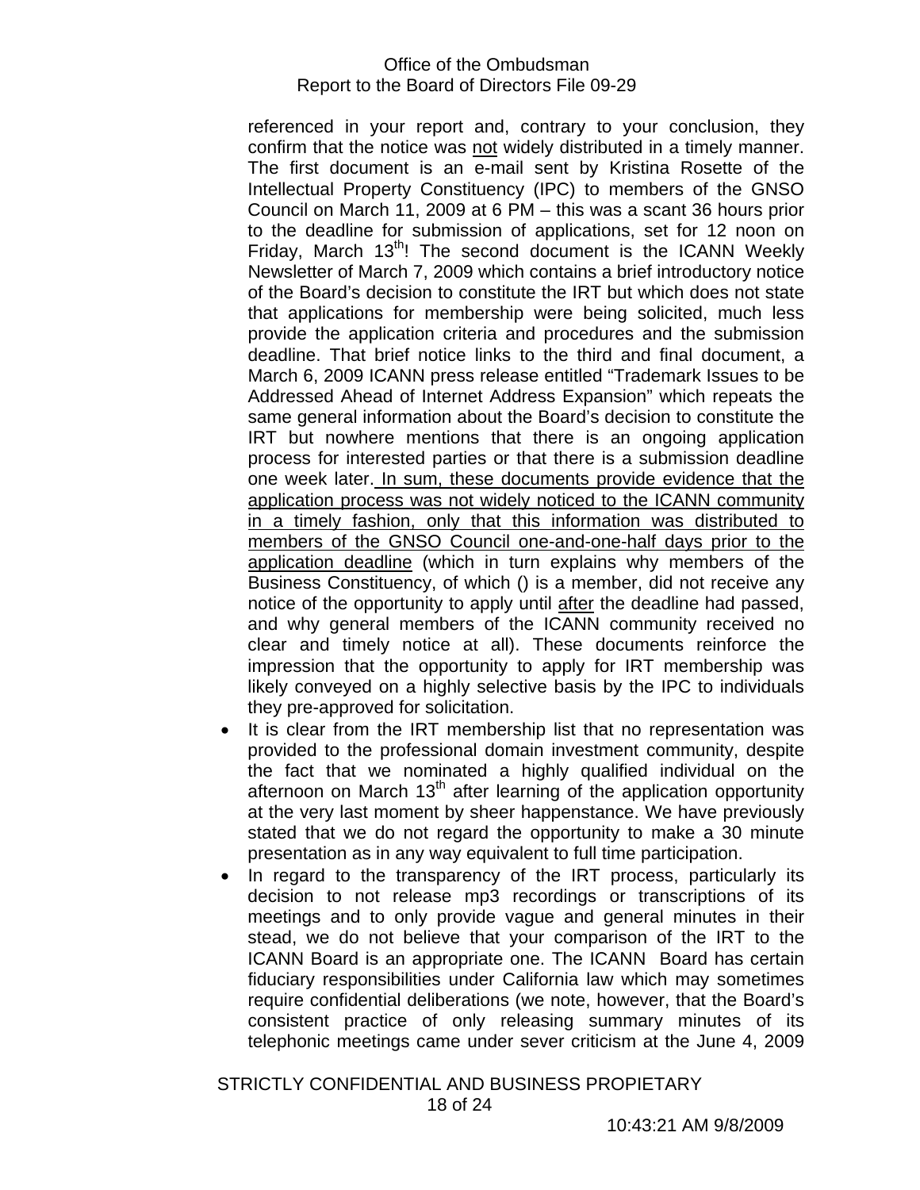referenced in your report and, contrary to your conclusion, they confirm that the notice was not widely distributed in a timely manner. The first document is an e-mail sent by Kristina Rosette of the Intellectual Property Constituency (IPC) to members of the GNSO Council on March 11, 2009 at 6 PM – this was a scant 36 hours prior to the deadline for submission of applications, set for 12 noon on Friday, March 13th! The second document is the ICANN Weekly Newsletter of March 7, 2009 which contains a brief introductory notice of the Board's decision to constitute the IRT but which does not state that applications for membership were being solicited, much less provide the application criteria and procedures and the submission deadline. That brief notice links to the third and final document, a March 6, 2009 ICANN press release entitled "Trademark Issues to be Addressed Ahead of Internet Address Expansion" which repeats the same general information about the Board's decision to constitute the IRT but nowhere mentions that there is an ongoing application process for interested parties or that there is a submission deadline one week later. In sum, these documents provide evidence that the application process was not widely noticed to the ICANN community in a timely fashion, only that this information was distributed to members of the GNSO Council one-and-one-half days prior to the application deadline (which in turn explains why members of the Business Constituency, of which () is a member, did not receive any notice of the opportunity to apply until after the deadline had passed, and why general members of the ICANN community received no clear and timely notice at all). These documents reinforce the impression that the opportunity to apply for IRT membership was likely conveyed on a highly selective basis by the IPC to individuals they pre-approved for solicitation.

- It is clear from the IRT membership list that no representation was provided to the professional domain investment community, despite the fact that we nominated a highly qualified individual on the afternoon on March 13th after learning of the application opportunity at the very last moment by sheer happenstance. We have previously stated that we do not regard the opportunity to make a 30 minute presentation as in any way equivalent to full time participation.
- In regard to the transparency of the IRT process, particularly its decision to not release mp3 recordings or transcriptions of its meetings and to only provide vague and general minutes in their stead, we do not believe that your comparison of the IRT to the ICANN Board is an appropriate one. The ICANN Board has certain fiduciary responsibilities under California law which may sometimes require confidential deliberations (we note, however, that the Board's consistent practice of only releasing summary minutes of its telephonic meetings came under sever criticism at the June 4, 2009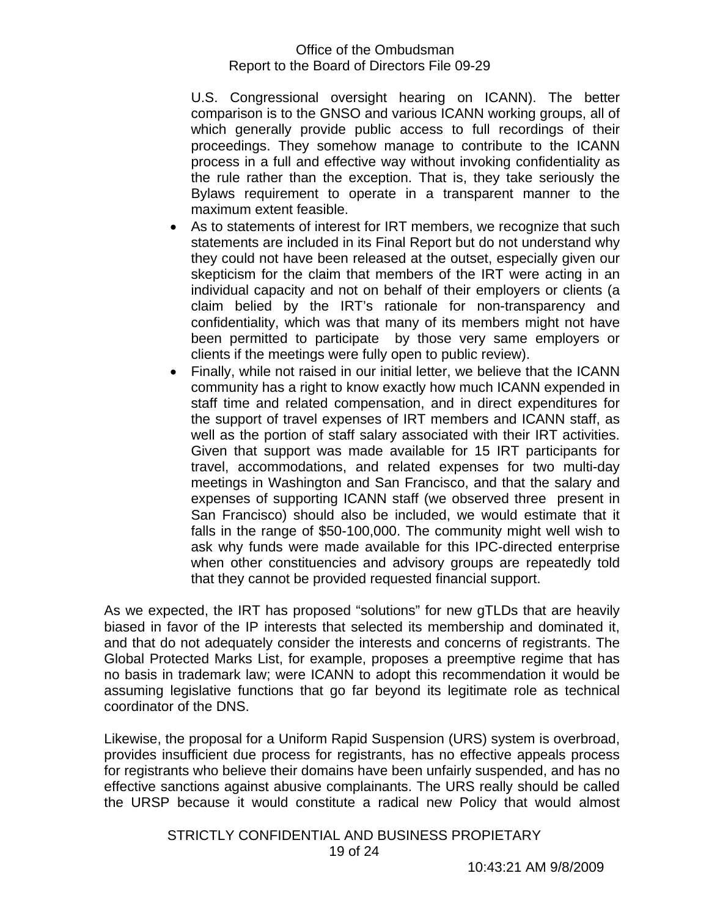U.S. Congressional oversight hearing on ICANN). The better comparison is to the GNSO and various ICANN working groups, all of which generally provide public access to full recordings of their proceedings. They somehow manage to contribute to the ICANN process in a full and effective way without invoking confidentiality as the rule rather than the exception. That is, they take seriously the Bylaws requirement to operate in a transparent manner to the maximum extent feasible.

- As to statements of interest for IRT members, we recognize that such statements are included in its Final Report but do not understand why they could not have been released at the outset, especially given our skepticism for the claim that members of the IRT were acting in an individual capacity and not on behalf of their employers or clients (a claim belied by the IRT's rationale for non-transparency and confidentiality, which was that many of its members might not have been permitted to participate by those very same employers or clients if the meetings were fully open to public review).
- Finally, while not raised in our initial letter, we believe that the ICANN community has a right to know exactly how much ICANN expended in staff time and related compensation, and in direct expenditures for the support of travel expenses of IRT members and ICANN staff, as well as the portion of staff salary associated with their IRT activities. Given that support was made available for 15 IRT participants for travel, accommodations, and related expenses for two multi-day meetings in Washington and San Francisco, and that the salary and expenses of supporting ICANN staff (we observed three present in San Francisco) should also be included, we would estimate that it falls in the range of $50-100,000. The community might well wish to ask why funds were made available for this IPC-directed enterprise when other constituencies and advisory groups are repeatedly told that they cannot be provided requested financial support.

As we expected, the IRT has proposed "solutions" for new gTLDs that are heavily biased in favor of the IP interests that selected its membership and dominated it, and that do not adequately consider the interests and concerns of registrants. The Global Protected Marks List, for example, proposes a preemptive regime that has no basis in trademark law; were ICANN to adopt this recommendation it would be assuming legislative functions that go far beyond its legitimate role as technical coordinator of the DNS.

Likewise, the proposal for a Uniform Rapid Suspension (URS) system is overbroad, provides insufficient due process for registrants, has no effective appeals process for registrants who believe their domains have been unfairly suspended, and has no effective sanctions against abusive complainants. The URS really should be called the URSP because it would constitute a radical new Policy that would almost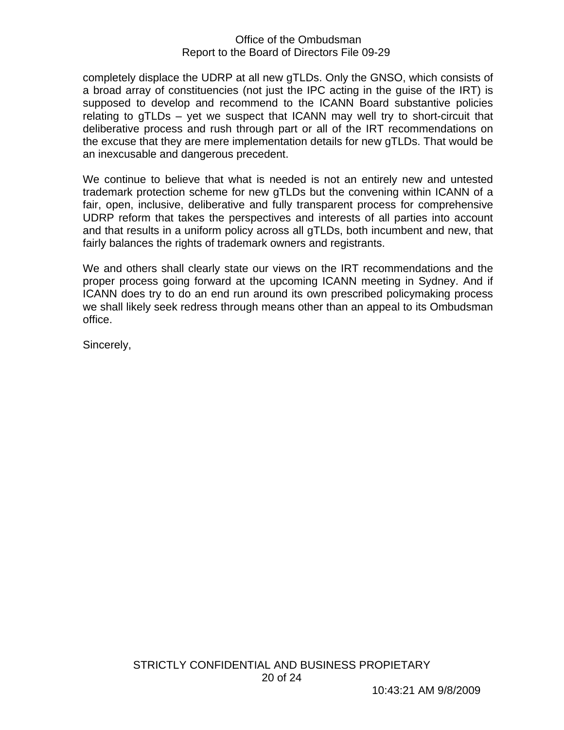completely displace the UDRP at all new gTLDs. Only the GNSO, which consists of a broad array of constituencies (not just the IPC acting in the guise of the IRT) is supposed to develop and recommend to the ICANN Board substantive policies relating to gTLDs – yet we suspect that ICANN may well try to short-circuit that deliberative process and rush through part or all of the IRT recommendations on the excuse that they are mere implementation details for new gTLDs. That would be an inexcusable and dangerous precedent.

We continue to believe that what is needed is not an entirely new and untested trademark protection scheme for new gTLDs but the convening within ICANN of a fair, open, inclusive, deliberative and fully transparent process for comprehensive UDRP reform that takes the perspectives and interests of all parties into account and that results in a uniform policy across all gTLDs, both incumbent and new, that fairly balances the rights of trademark owners and registrants.

We and others shall clearly state our views on the IRT recommendations and the proper process going forward at the upcoming ICANN meeting in Sydney. And if ICANN does try to do an end run around its own prescribed policymaking process we shall likely seek redress through means other than an appeal to its Ombudsman office.

Sincerely,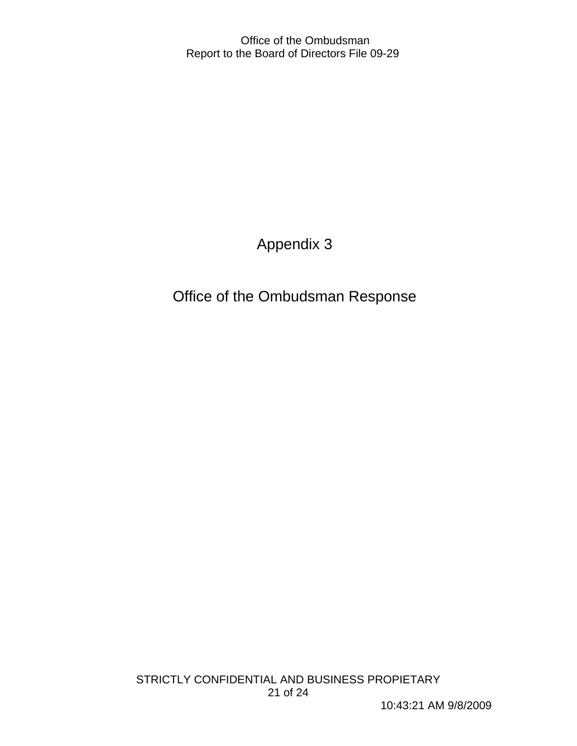# Appendix 3

# Office of the Ombudsman Response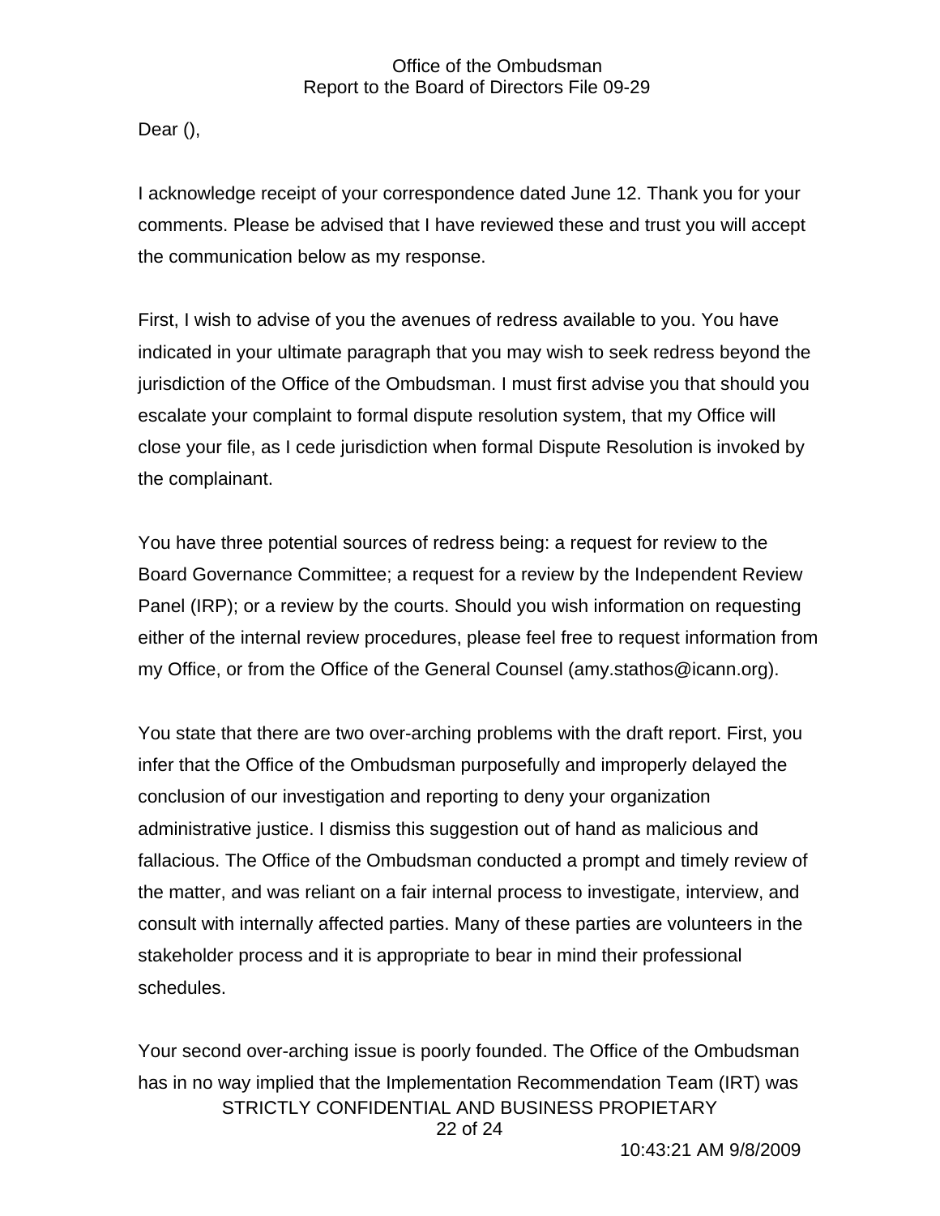Dear (),

I acknowledge receipt of your correspondence dated June 12. Thank you for your comments. Please be advised that I have reviewed these and trust you will accept the communication below as my response.

First, I wish to advise of you the avenues of redress available to you. You have indicated in your ultimate paragraph that you may wish to seek redress beyond the jurisdiction of the Office of the Ombudsman. I must first advise you that should you escalate your complaint to formal dispute resolution system, that my Office will close your file, as I cede jurisdiction when formal Dispute Resolution is invoked by the complainant.

You have three potential sources of redress being: a request for review to the Board Governance Committee; a request for a review by the Independent Review Panel (IRP); or a review by the courts. Should you wish information on requesting either of the internal review procedures, please feel free to request information from my Office, or from the Office of the General Counsel (amy.stathos@icann.org).

You state that there are two over-arching problems with the draft report. First, you infer that the Office of the Ombudsman purposefully and improperly delayed the conclusion of our investigation and reporting to deny your organization administrative justice. I dismiss this suggestion out of hand as malicious and fallacious. The Office of the Ombudsman conducted a prompt and timely review of the matter, and was reliant on a fair internal process to investigate, interview, and consult with internally affected parties. Many of these parties are volunteers in the stakeholder process and it is appropriate to bear in mind their professional schedules.

Your second over-arching issue is poorly founded. The Office of the Ombudsman has in no way implied that the Implementation Recommendation Team (IRT) was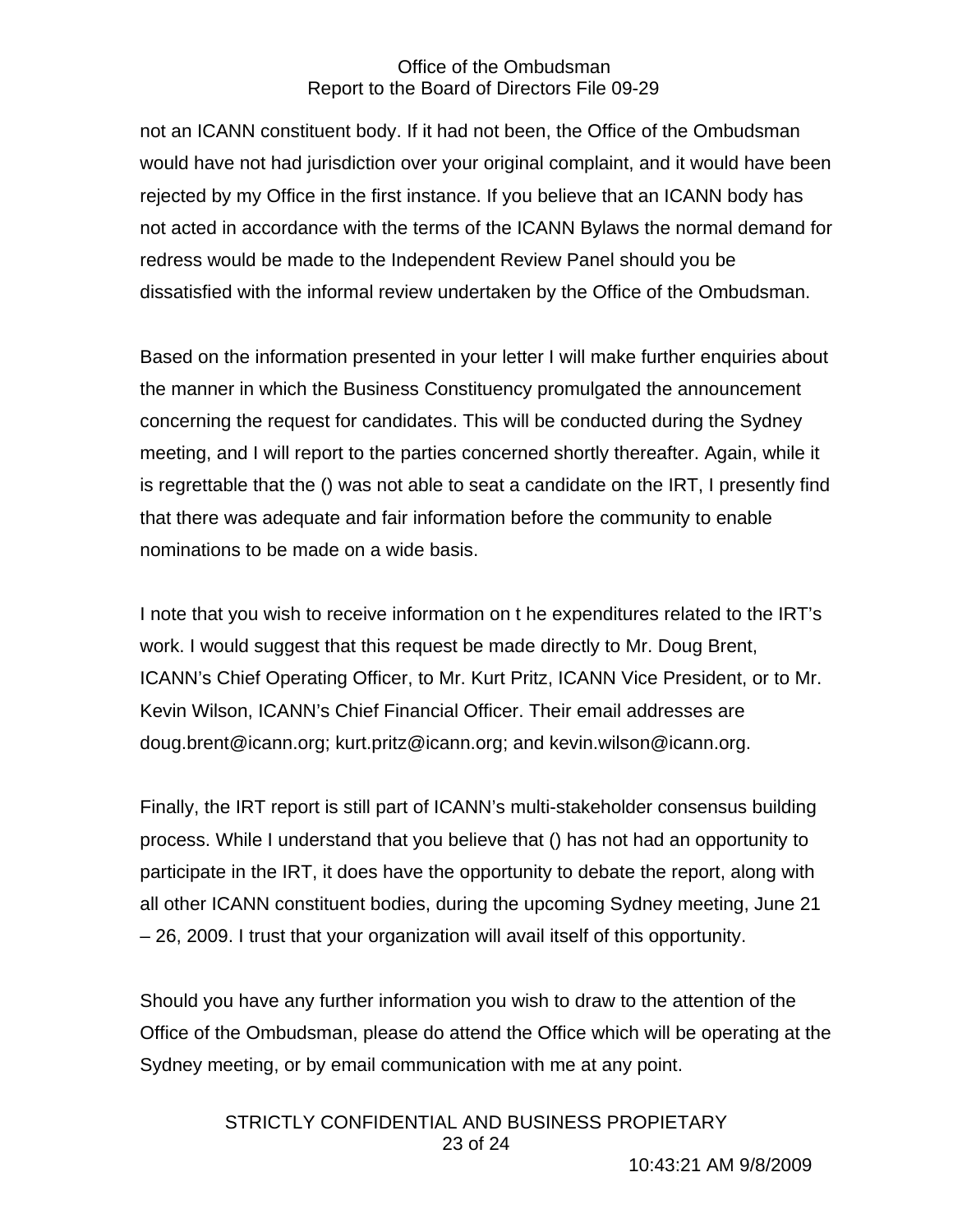not an ICANN constituent body. If it had not been, the Office of the Ombudsman would have not had jurisdiction over your original complaint, and it would have been rejected by my Office in the first instance. If you believe that an ICANN body has not acted in accordance with the terms of the ICANN Bylaws the normal demand for redress would be made to the Independent Review Panel should you be dissatisfied with the informal review undertaken by the Office of the Ombudsman.

Based on the information presented in your letter I will make further enquiries about the manner in which the Business Constituency promulgated the announcement concerning the request for candidates. This will be conducted during the Sydney meeting, and I will report to the parties concerned shortly thereafter. Again, while it is regrettable that the () was not able to seat a candidate on the IRT, I presently find that there was adequate and fair information before the community to enable nominations to be made on a wide basis.

I note that you wish to receive information on t he expenditures related to the IRT's work. I would suggest that this request be made directly to Mr. Doug Brent, ICANN's Chief Operating Officer, to Mr. Kurt Pritz, ICANN Vice President, or to Mr. Kevin Wilson, ICANN's Chief Financial Officer. Their email addresses are doug.brent@icann.org; kurt.pritz@icann.org; and kevin.wilson@icann.org.

Finally, the IRT report is still part of ICANN's multi-stakeholder consensus building process. While I understand that you believe that () has not had an opportunity to participate in the IRT, it does have the opportunity to debate the report, along with all other ICANN constituent bodies, during the upcoming Sydney meeting, June 21 – 26, 2009. I trust that your organization will avail itself of this opportunity.

Should you have any further information you wish to draw to the attention of the Office of the Ombudsman, please do attend the Office which will be operating at the Sydney meeting, or by email communication with me at any point.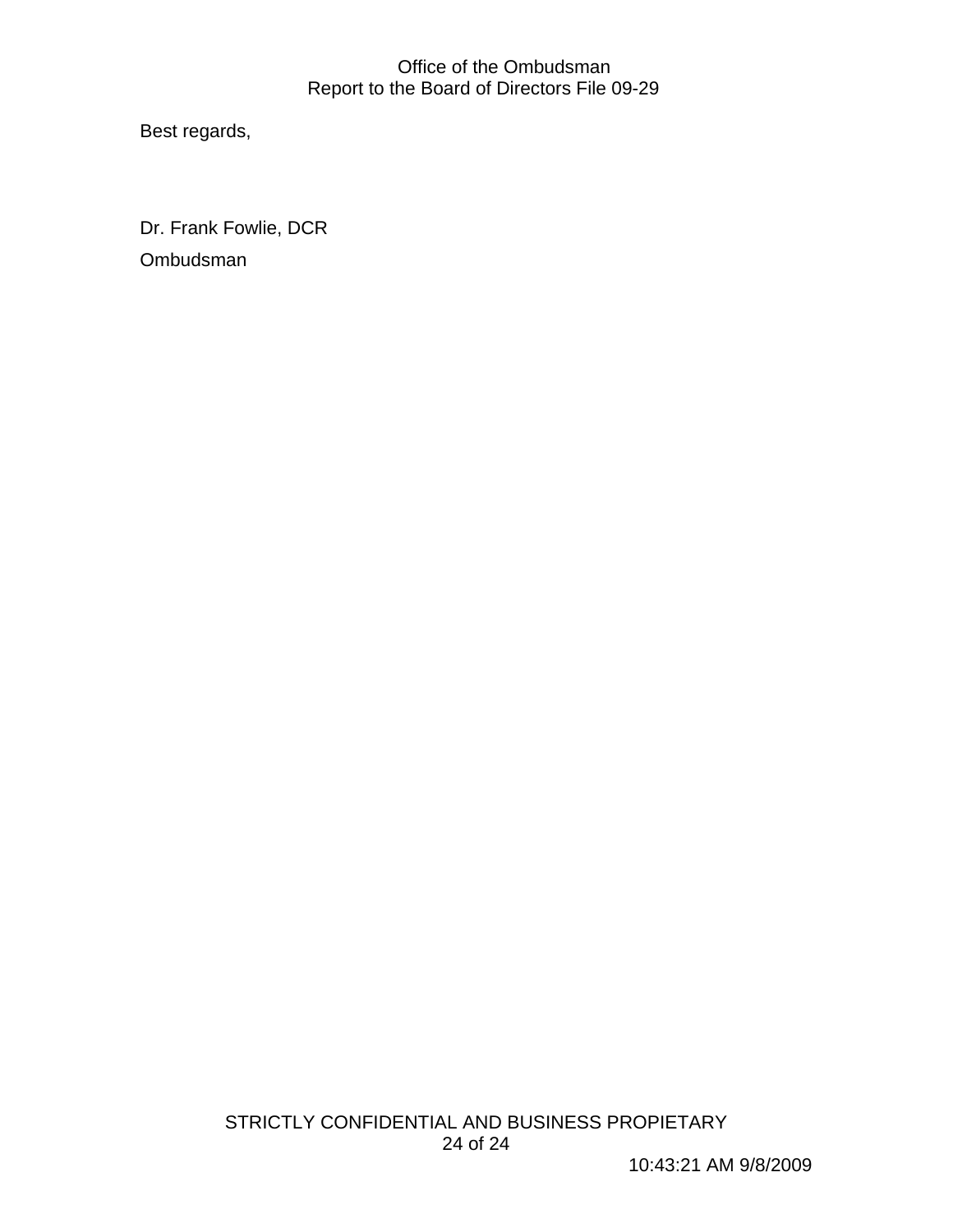Best regards,

Dr. Frank Fowlie, DCR

Ombudsman